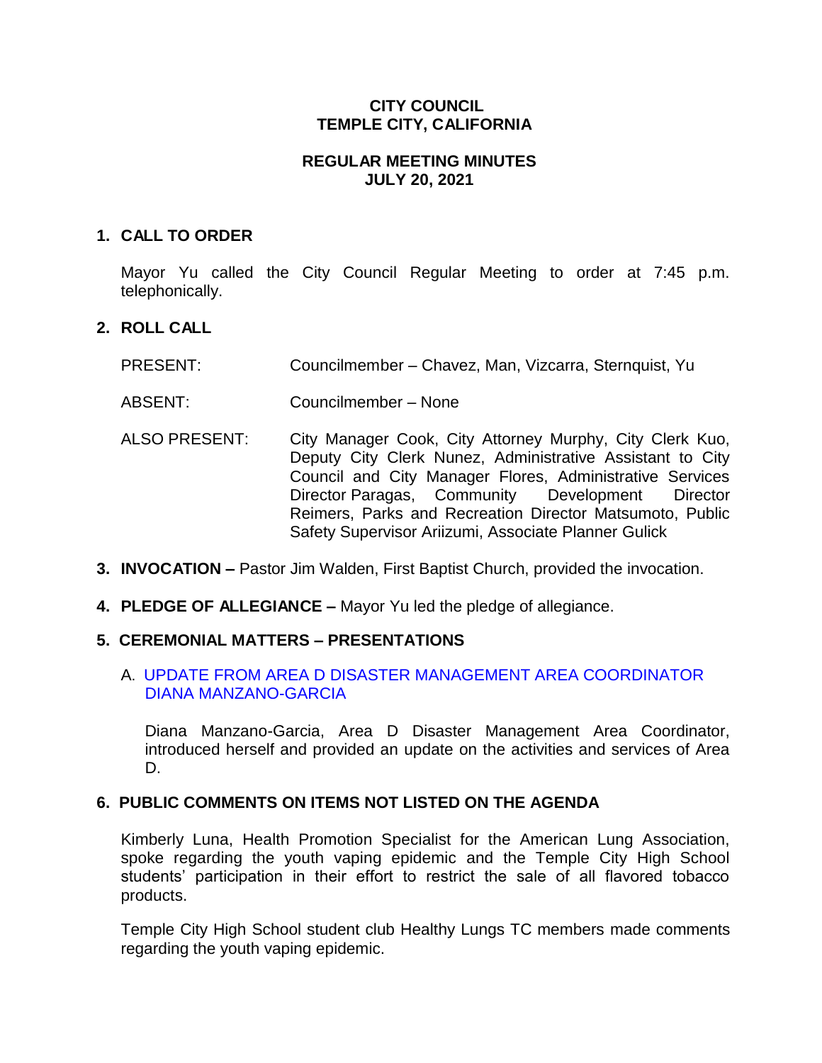# CITY COUNCIL
# TEMPLE CITY, CALIFORNIA

## REGULAR MEETING MINUTES
## JULY 20, 2021

### 1. CALL TO ORDER

Mayor Yu called the City Council Regular Meeting to order at 7:45 p.m. telephonically.

### 2. ROLL CALL

PRESENT: Councilmember – Chavez, Man, Vizcarra, Sternquist, Yu

ABSENT: Councilmember – None

ALSO PRESENT: City Manager Cook, City Attorney Murphy, City Clerk Kuo, Deputy City Clerk Nunez, Administrative Assistant to City Council and City Manager Flores, Administrative Services Director Paragas, Community Development Director Reimers, Parks and Recreation Director Matsumoto, Public Safety Supervisor Ariizumi, Associate Planner Gulick

### 3. INVOCATION – Pastor Jim Walden, First Baptist Church, provided the invocation.

### 4. PLEDGE OF ALLEGIANCE – Mayor Yu led the pledge of allegiance.

### 5. CEREMONIAL MATTERS – PRESENTATIONS

A. UPDATE FROM AREA D DISASTER MANAGEMENT AREA COORDINATOR DIANA MANZANO-GARCIA

Diana Manzano-Garcia, Area D Disaster Management Area Coordinator, introduced herself and provided an update on the activities and services of Area D.

### 6. PUBLIC COMMENTS ON ITEMS NOT LISTED ON THE AGENDA

Kimberly Luna, Health Promotion Specialist for the American Lung Association, spoke regarding the youth vaping epidemic and the Temple City High School students' participation in their effort to restrict the sale of all flavored tobacco products.

Temple City High School student club Healthy Lungs TC members made comments regarding the youth vaping epidemic.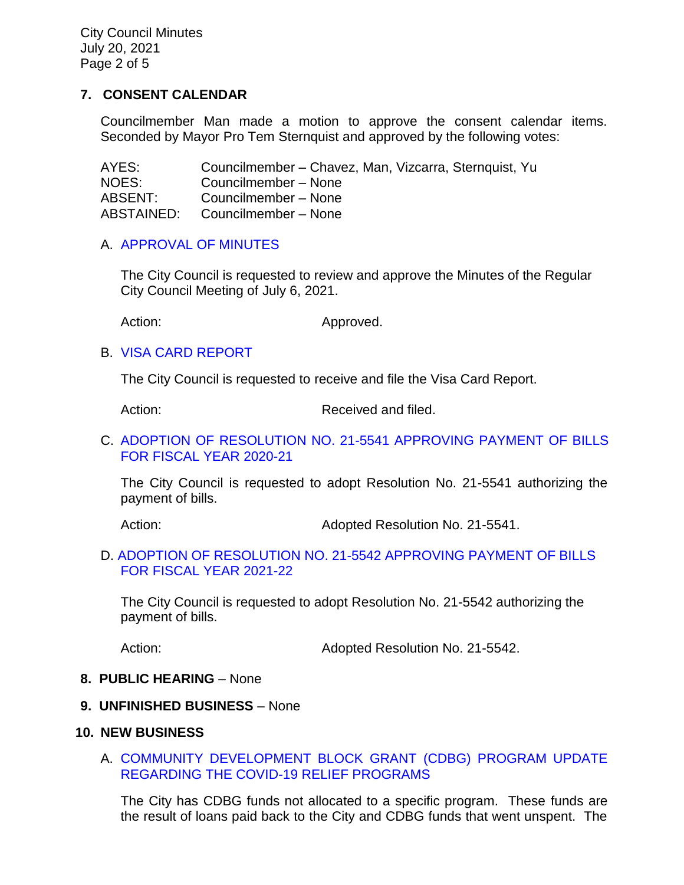## 7. CONSENT CALENDAR

Councilmember Man made a motion to approve the consent calendar items. Seconded by Mayor Pro Tem Sternquist and approved by the following votes:

| | |
|---|---|
| AYES: | Councilmember – Chavez, Man, Vizcarra, Sternquist, Yu |
| NOES: | Councilmember – None |
| ABSENT: | Councilmember – None |
| ABSTAINED: | Councilmember – None |

### A. APPROVAL OF MINUTES

The City Council is requested to review and approve the Minutes of the Regular City Council Meeting of July 6, 2021.

Action: Approved.

### B. VISA CARD REPORT

The City Council is requested to receive and file the Visa Card Report.

Action: Received and filed.

### C. ADOPTION OF RESOLUTION NO. 21-5541 APPROVING PAYMENT OF BILLS FOR FISCAL YEAR 2020-21

The City Council is requested to adopt Resolution No. 21-5541 authorizing the payment of bills.

Action: Adopted Resolution No. 21-5541.

### D. ADOPTION OF RESOLUTION NO. 21-5542 APPROVING PAYMENT OF BILLS FOR FISCAL YEAR 2021-22

The City Council is requested to adopt Resolution No. 21-5542 authorizing the payment of bills.

Action: Adopted Resolution No. 21-5542.

## 8. PUBLIC HEARING – None

## 9. UNFINISHED BUSINESS – None

## 10. NEW BUSINESS

### A. COMMUNITY DEVELOPMENT BLOCK GRANT (CDBG) PROGRAM UPDATE REGARDING THE COVID-19 RELIEF PROGRAMS

The City has CDBG funds not allocated to a specific program. These funds are the result of loans paid back to the City and CDBG funds that went unspent. The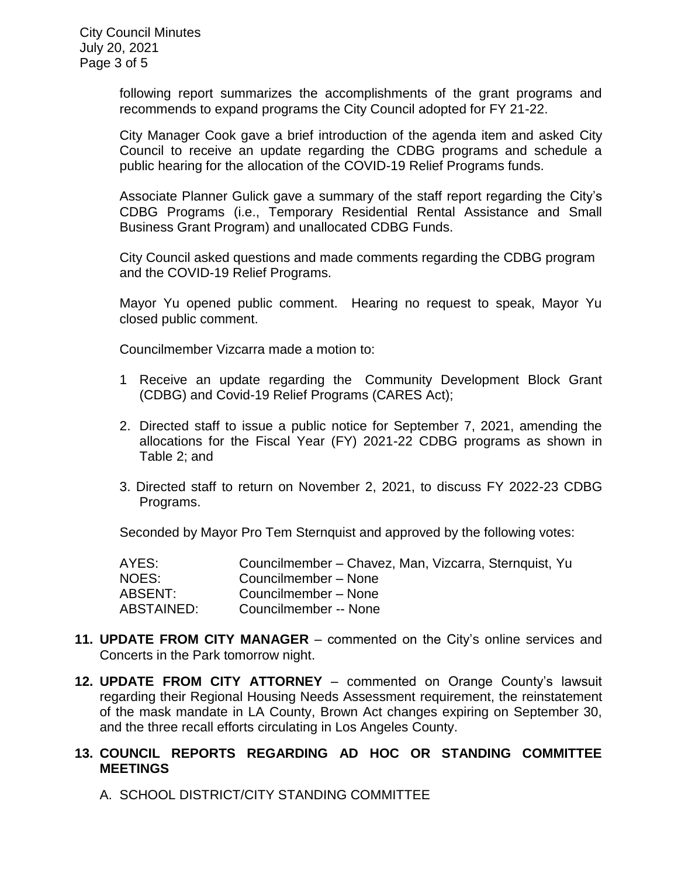following report summarizes the accomplishments of the grant programs and recommends to expand programs the City Council adopted for FY 21-22.

City Manager Cook gave a brief introduction of the agenda item and asked City Council to receive an update regarding the CDBG programs and schedule a public hearing for the allocation of the COVID-19 Relief Programs funds.

Associate Planner Gulick gave a summary of the staff report regarding the City's CDBG Programs (i.e., Temporary Residential Rental Assistance and Small Business Grant Program) and unallocated CDBG Funds.

City Council asked questions and made comments regarding the CDBG program and the COVID-19 Relief Programs.

Mayor Yu opened public comment. Hearing no request to speak, Mayor Yu closed public comment.

Councilmember Vizcarra made a motion to:

1 Receive an update regarding the Community Development Block Grant (CDBG) and Covid-19 Relief Programs (CARES Act);

2. Directed staff to issue a public notice for September 7, 2021, amending the allocations for the Fiscal Year (FY) 2021-22 CDBG programs as shown in Table 2; and

3. Directed staff to return on November 2, 2021, to discuss FY 2022-23 CDBG Programs.

Seconded by Mayor Pro Tem Sternquist and approved by the following votes:

| | |
|---|---|
| AYES: | Councilmember – Chavez, Man, Vizcarra, Sternquist, Yu |
| NOES: | Councilmember – None |
| ABSENT: | Councilmember – None |
| ABSTAINED: | Councilmember -- None |

**11. UPDATE FROM CITY MANAGER** – commented on the City's online services and Concerts in the Park tomorrow night.

**12. UPDATE FROM CITY ATTORNEY** – commented on Orange County's lawsuit regarding their Regional Housing Needs Assessment requirement, the reinstatement of the mask mandate in LA County, Brown Act changes expiring on September 30, and the three recall efforts circulating in Los Angeles County.

**13. COUNCIL REPORTS REGARDING AD HOC OR STANDING COMMITTEE MEETINGS**

A. SCHOOL DISTRICT/CITY STANDING COMMITTEE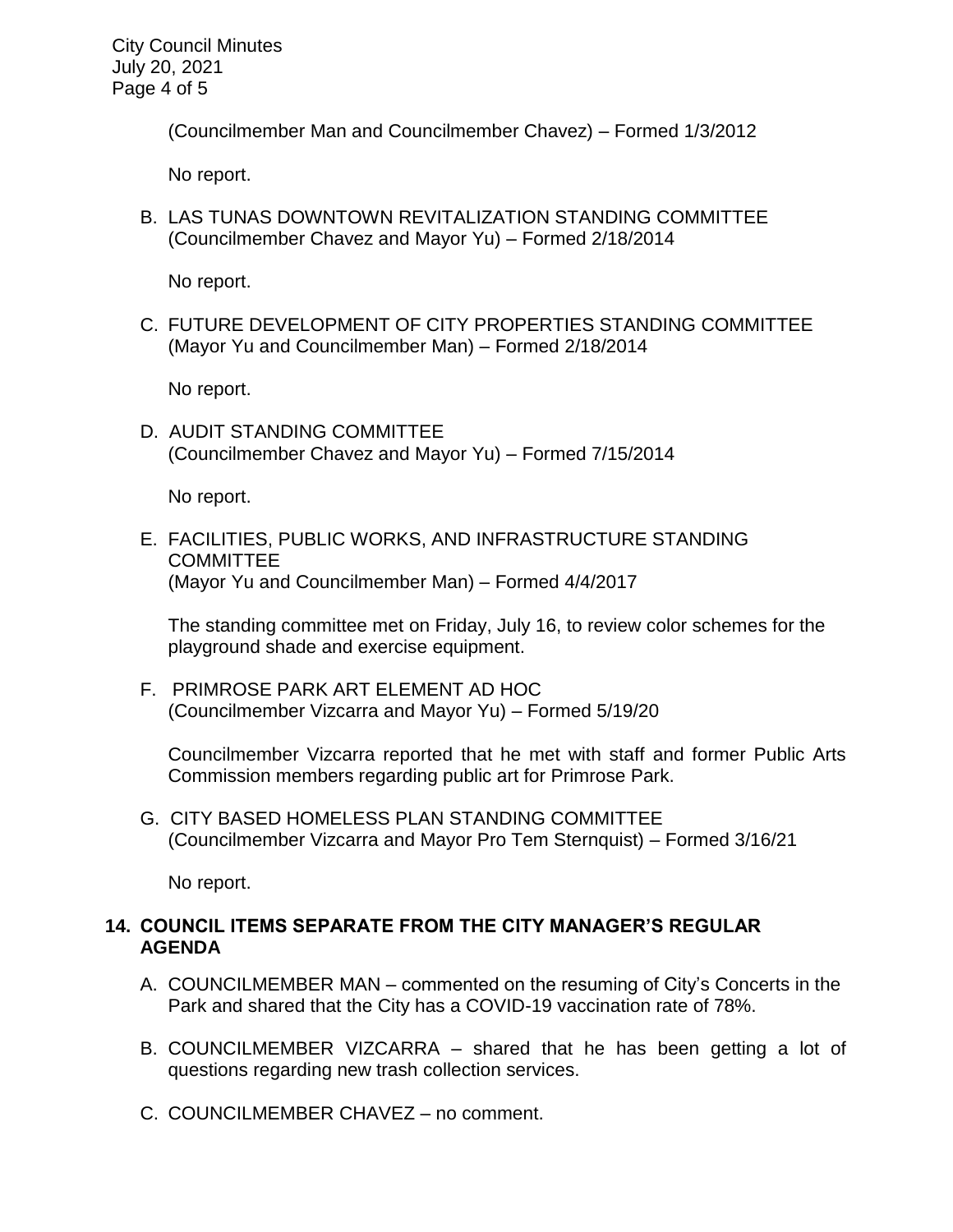(Councilmember Man and Councilmember Chavez) – Formed 1/3/2012

No report.

B. LAS TUNAS DOWNTOWN REVITALIZATION STANDING COMMITTEE (Councilmember Chavez and Mayor Yu) – Formed 2/18/2014

No report.

C. FUTURE DEVELOPMENT OF CITY PROPERTIES STANDING COMMITTEE (Mayor Yu and Councilmember Man) – Formed 2/18/2014

No report.

D. AUDIT STANDING COMMITTEE (Councilmember Chavez and Mayor Yu) – Formed 7/15/2014

No report.

E. FACILITIES, PUBLIC WORKS, AND INFRASTRUCTURE STANDING COMMITTEE (Mayor Yu and Councilmember Man) – Formed 4/4/2017

The standing committee met on Friday, July 16, to review color schemes for the playground shade and exercise equipment.

F. PRIMROSE PARK ART ELEMENT AD HOC (Councilmember Vizcarra and Mayor Yu) – Formed 5/19/20

Councilmember Vizcarra reported that he met with staff and former Public Arts Commission members regarding public art for Primrose Park.

G. CITY BASED HOMELESS PLAN STANDING COMMITTEE (Councilmember Vizcarra and Mayor Pro Tem Sternquist) – Formed 3/16/21

No report.

## 14. COUNCIL ITEMS SEPARATE FROM THE CITY MANAGER'S REGULAR AGENDA

A. COUNCILMEMBER MAN – commented on the resuming of City's Concerts in the Park and shared that the City has a COVID-19 vaccination rate of 78%.

B. COUNCILMEMBER VIZCARRA – shared that he has been getting a lot of questions regarding new trash collection services.

C. COUNCILMEMBER CHAVEZ – no comment.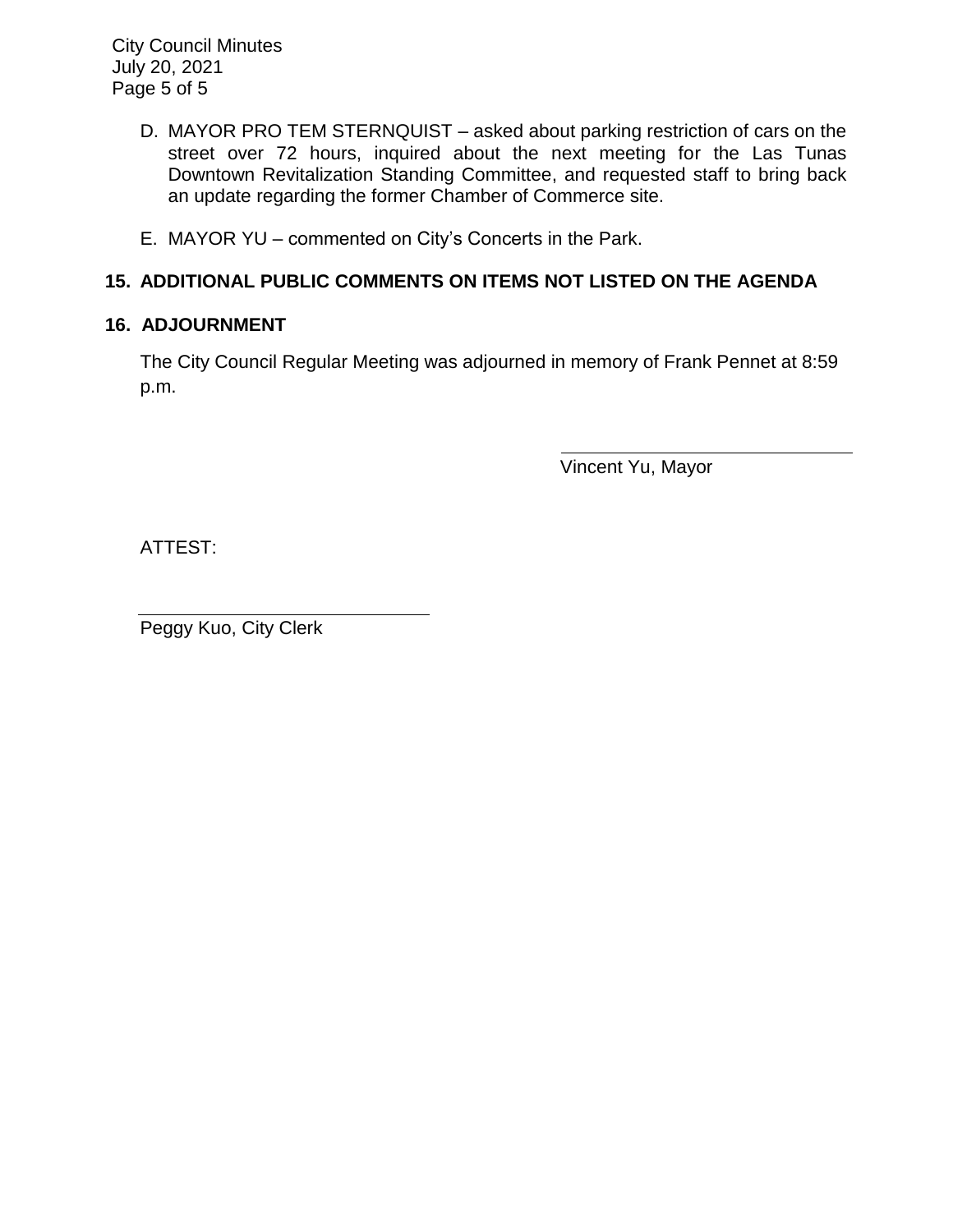D. MAYOR PRO TEM STERNQUIST – asked about parking restriction of cars on the street over 72 hours, inquired about the next meeting for the Las Tunas Downtown Revitalization Standing Committee, and requested staff to bring back an update regarding the former Chamber of Commerce site.

E. MAYOR YU – commented on City's Concerts in the Park.

## 15. ADDITIONAL PUBLIC COMMENTS ON ITEMS NOT LISTED ON THE AGENDA

## 16. ADJOURNMENT

The City Council Regular Meeting was adjourned in memory of Frank Pennet at 8:59 p.m.

\_\_\_\_\_\_\_\_\_\_\_\_\_\_\_\_\_\_\_\_\_\_\_\_\_\_\_\_\_\_

Vincent Yu, Mayor

ATTEST:

\_\_\_\_\_\_\_\_\_\_\_\_\_\_\_\_\_\_\_\_\_\_\_\_\_\_\_\_\_\_

Peggy Kuo, City Clerk